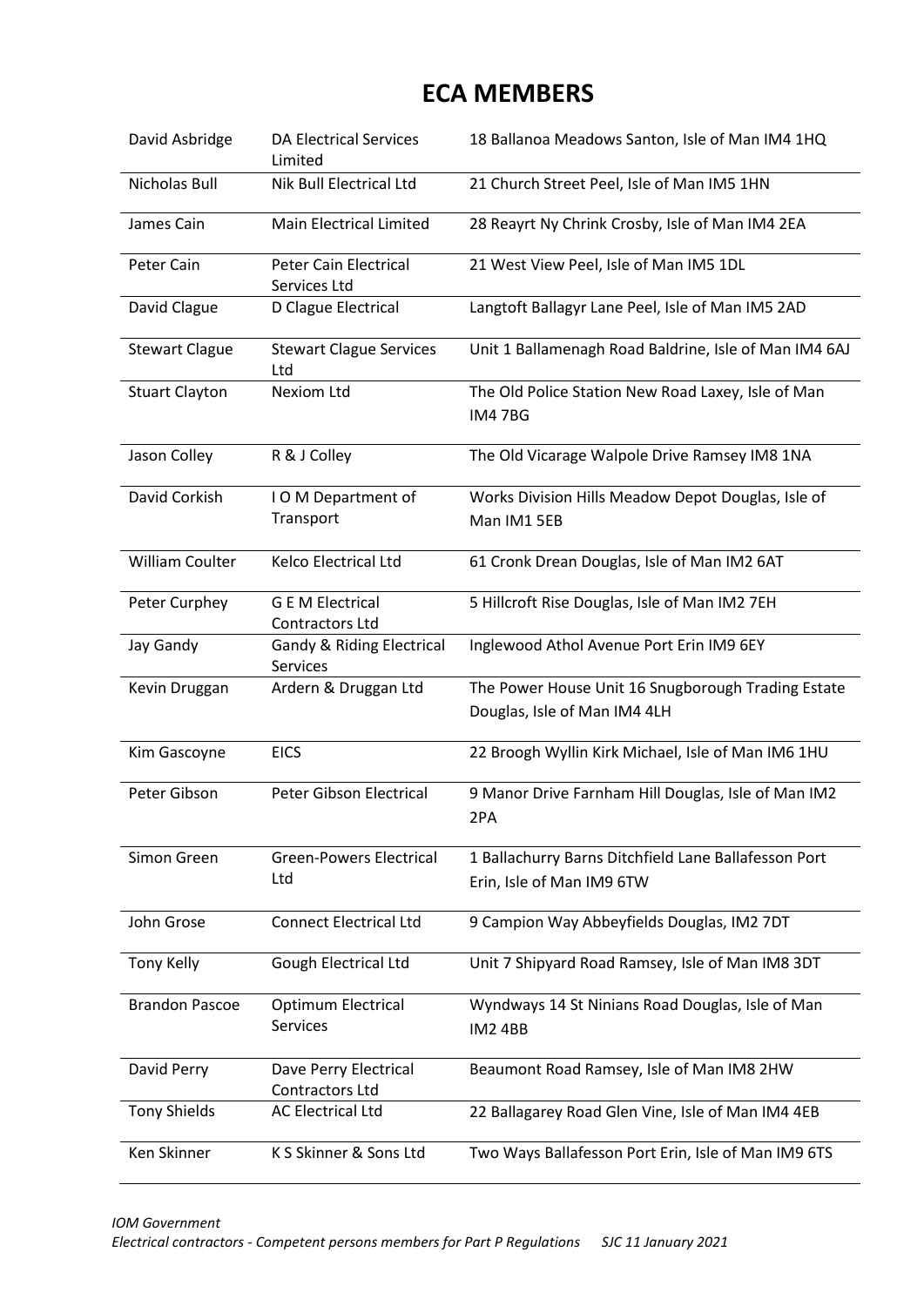# ECA MEMBERS

| | | |
|---|---|---|
| David Asbridge | DA Electrical Services Limited | 18 Ballanoa Meadows Santon, Isle of Man IM4 1HQ |
| Nicholas Bull | Nik Bull Electrical Ltd | 21 Church Street Peel, Isle of Man IM5 1HN |
| James Cain | Main Electrical Limited | 28 Reayrt Ny Chrink Crosby, Isle of Man IM4 2EA |
| Peter Cain | Peter Cain Electrical Services Ltd | 21 West View Peel, Isle of Man IM5 1DL |
| David Clague | D Clague Electrical | Langtoft Ballagyr Lane Peel, Isle of Man IM5 2AD |
| Stewart Clague | Stewart Clague Services Ltd | Unit 1 Ballamenagh Road Baldrine, Isle of Man IM4 6AJ |
| Stuart Clayton | Nexiom Ltd | The Old Police Station New Road Laxey, Isle of Man IM4 7BG |
| Jason Colley | R & J Colley | The Old Vicarage Walpole Drive Ramsey IM8 1NA |
| David Corkish | I O M Department of Transport | Works Division Hills Meadow Depot Douglas, Isle of Man IM1 5EB |
| William Coulter | Kelco Electrical Ltd | 61 Cronk Drean Douglas, Isle of Man IM2 6AT |
| Peter Curphey | G E M Electrical Contractors Ltd | 5 Hillcroft Rise Douglas, Isle of Man IM2 7EH |
| Jay Gandy | Gandy & Riding Electrical Services | Inglewood Athol Avenue Port Erin IM9 6EY |
| Kevin Druggan | Ardern & Druggan Ltd | The Power House Unit 16 Snugborough Trading Estate Douglas, Isle of Man IM4 4LH |
| Kim Gascoyne | EICS | 22 Broogh Wyllin Kirk Michael, Isle of Man IM6 1HU |
| Peter Gibson | Peter Gibson Electrical | 9 Manor Drive Farnham Hill Douglas, Isle of Man IM2 2PA |
| Simon Green | Green-Powers Electrical Ltd | 1 Ballachurry Barns Ditchfield Lane Ballafesson Port Erin, Isle of Man IM9 6TW |
| John Grose | Connect Electrical Ltd | 9 Campion Way Abbeyfields Douglas, IM2 7DT |
| Tony Kelly | Gough Electrical Ltd | Unit 7 Shipyard Road Ramsey, Isle of Man IM8 3DT |
| Brandon Pascoe | Optimum Electrical Services | Wyndways 14 St Ninians Road Douglas, Isle of Man IM2 4BB |
| David Perry | Dave Perry Electrical Contractors Ltd | Beaumont Road Ramsey, Isle of Man IM8 2HW |
| Tony Shields | AC Electrical Ltd | 22 Ballagarey Road Glen Vine, Isle of Man IM4 4EB |
| Ken Skinner | K S Skinner & Sons Ltd | Two Ways Ballafesson Port Erin, Isle of Man IM9 6TS |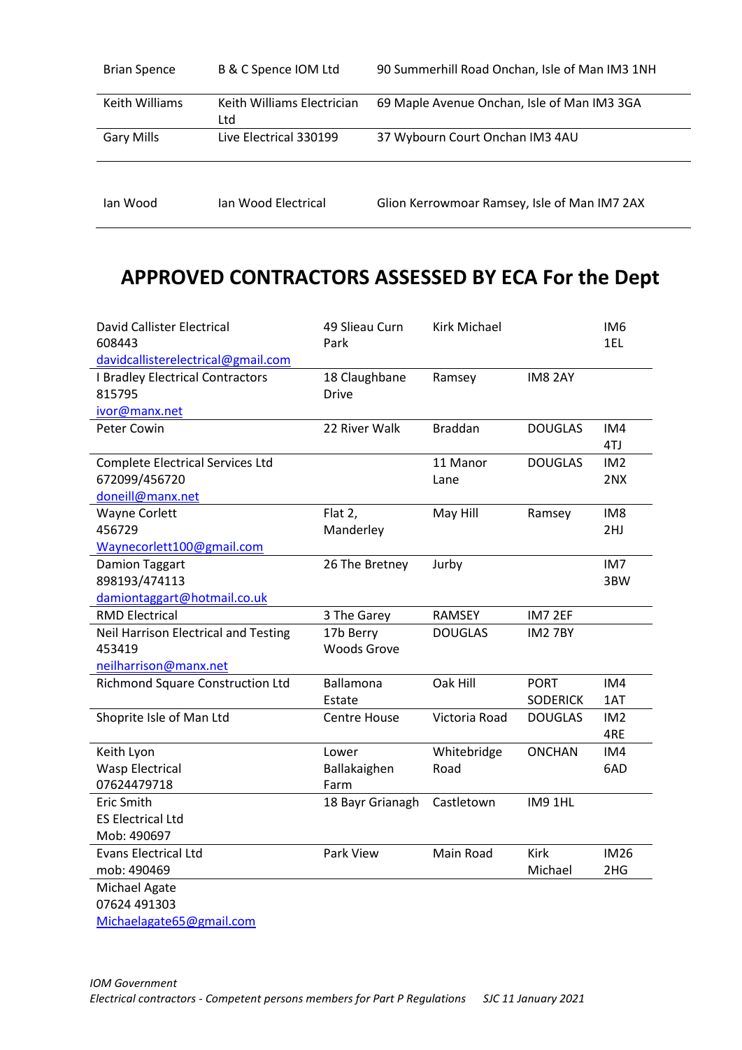| | | |
|---|---|---|
| Brian Spence | B & C Spence IOM Ltd | 90 Summerhill Road Onchan, Isle of Man IM3 1NH |
| Keith Williams | Keith Williams Electrician Ltd | 69 Maple Avenue Onchan, Isle of Man IM3 3GA |
| Gary Mills | Live Electrical 330199 | 37 Wybourn Court Onchan IM3 4AU |
| Ian Wood | Ian Wood Electrical | Glion Kerrowmoar Ramsey, Isle of Man IM7 2AX |

## APPROVED CONTRACTORS ASSESSED BY ECA For the Dept

| | | | | |
|---|---|---|---|---|
| David Callister Electrical<br>608443<br>davidcallisterelectrical@gmail.com | 49 Slieau Curn Park | Kirk Michael | | IM6 1EL |
| I Bradley Electrical Contractors<br>815795<br>ivor@manx.net | 18 Claughbane Drive | Ramsey | IM8 2AY | |
| Peter Cowin | 22 River Walk | Braddan | DOUGLAS | IM4 4TJ |
| Complete Electrical Services Ltd<br>672099/456720<br>doneill@manx.net | | 11 Manor Lane | DOUGLAS | IM2 2NX |
| Wayne Corlett<br>456729<br>Waynecorlett100@gmail.com | Flat 2, Manderley | May Hill | Ramsey | IM8 2HJ |
| Damion Taggart<br>898193/474113<br>damiontaggart@hotmail.co.uk | 26 The Bretney | Jurby | | IM7 3BW |
| RMD Electrical | 3 The Garey | RAMSEY | IM7 2EF | |
| Neil Harrison Electrical and Testing<br>453419<br>neilharrison@manx.net | 17b Berry Woods Grove | DOUGLAS | IM2 7BY | |
| Richmond Square Construction Ltd | Ballamona Estate | Oak Hill | PORT SODERICK | IM4 1AT |
| Shoprite Isle of Man Ltd | Centre House | Victoria Road | DOUGLAS | IM2 4RE |
| Keith Lyon<br>Wasp Electrical<br>07624479718 | Lower Ballakaighen Farm | Whitebridge Road | ONCHAN | IM4 6AD |
| Eric Smith<br>ES Electrical Ltd<br>Mob: 490697 | 18 Bayr Grianagh | Castletown | IM9 1HL | |
| Evans Electrical Ltd<br>mob: 490469 | Park View | Main Road | Kirk Michael | IM26 2HG |
| Michael Agate<br>07624 491303<br>Michaelagate65@gmail.com | | | | |

*IOM Government*
*Electrical contractors - Competent persons members for Part P Regulations SJC 11 January 2021*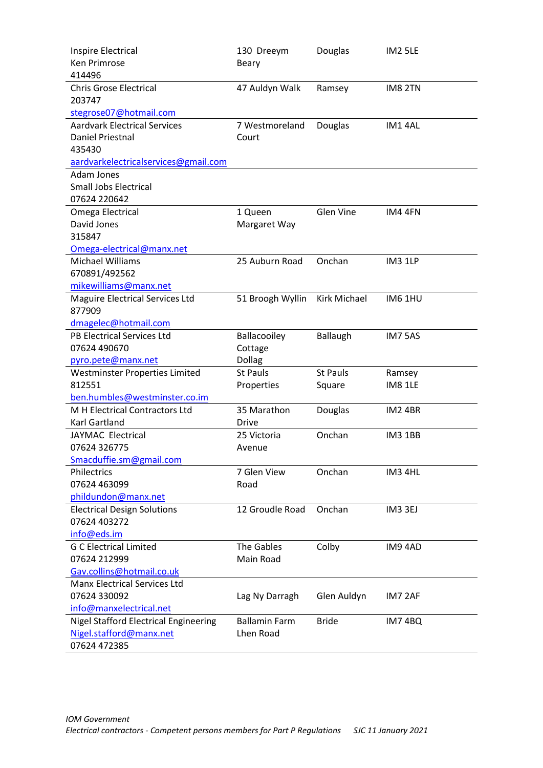| | | | |
|---|---|---|---|
| Inspire Electrical<br>Ken Primrose<br>414496 | 130 Dreeym Beary | Douglas | IM2 5LE |
| Chris Grose Electrical<br>203747<br>stegrose07@hotmail.com | 47 Auldyn Walk | Ramsey | IM8 2TN |
| Aardvark Electrical Services<br>Daniel Priestnal<br>435430<br>aardvarkelectricalservices@gmail.com | 7 Westmoreland Court | Douglas | IM1 4AL |
| Adam Jones<br>Small Jobs Electrical<br>07624 220642 | | | |
| Omega Electrical<br>David Jones<br>315847<br>Omega-electrical@manx.net | 1 Queen Margaret Way | Glen Vine | IM4 4FN |
| Michael Williams<br>670891/492562<br>mikewilliams@manx.net | 25 Auburn Road | Onchan | IM3 1LP |
| Maguire Electrical Services Ltd<br>877909<br>dmagelec@hotmail.com | 51 Broogh Wyllin | Kirk Michael | IM6 1HU |
| PB Electrical Services Ltd<br>07624 490670<br>pyro.pete@manx.net | Ballacooiley Cottage Dollag | Ballaugh | IM7 5AS |
| Westminster Properties Limited<br>812551<br>ben.humbles@westminster.co.im | St Pauls Properties | St Pauls Square | Ramsey IM8 1LE |
| M H Electrical Contractors Ltd<br>Karl Gartland | 35 Marathon Drive | Douglas | IM2 4BR |
| JAYMAC Electrical<br>07624 326775<br>Smacduffie.sm@gmail.com | 25 Victoria Avenue | Onchan | IM3 1BB |
| Philectrics<br>07624 463099<br>phildundon@manx.net | 7 Glen View Road | Onchan | IM3 4HL |
| Electrical Design Solutions<br>07624 403272<br>info@eds.im | 12 Groudle Road | Onchan | IM3 3EJ |
| G C Electrical Limited<br>07624 212999<br>Gav.collins@hotmail.co.uk | The Gables Main Road | Colby | IM9 4AD |
| Manx Electrical Services Ltd<br>07624 330092<br>info@manxelectrical.net | Lag Ny Darragh | Glen Auldyn | IM7 2AF |
| Nigel Stafford Electrical Engineering<br>Nigel.stafford@manx.net<br>07624 472385 | Ballamin Farm Lhen Road | Bride | IM7 4BQ |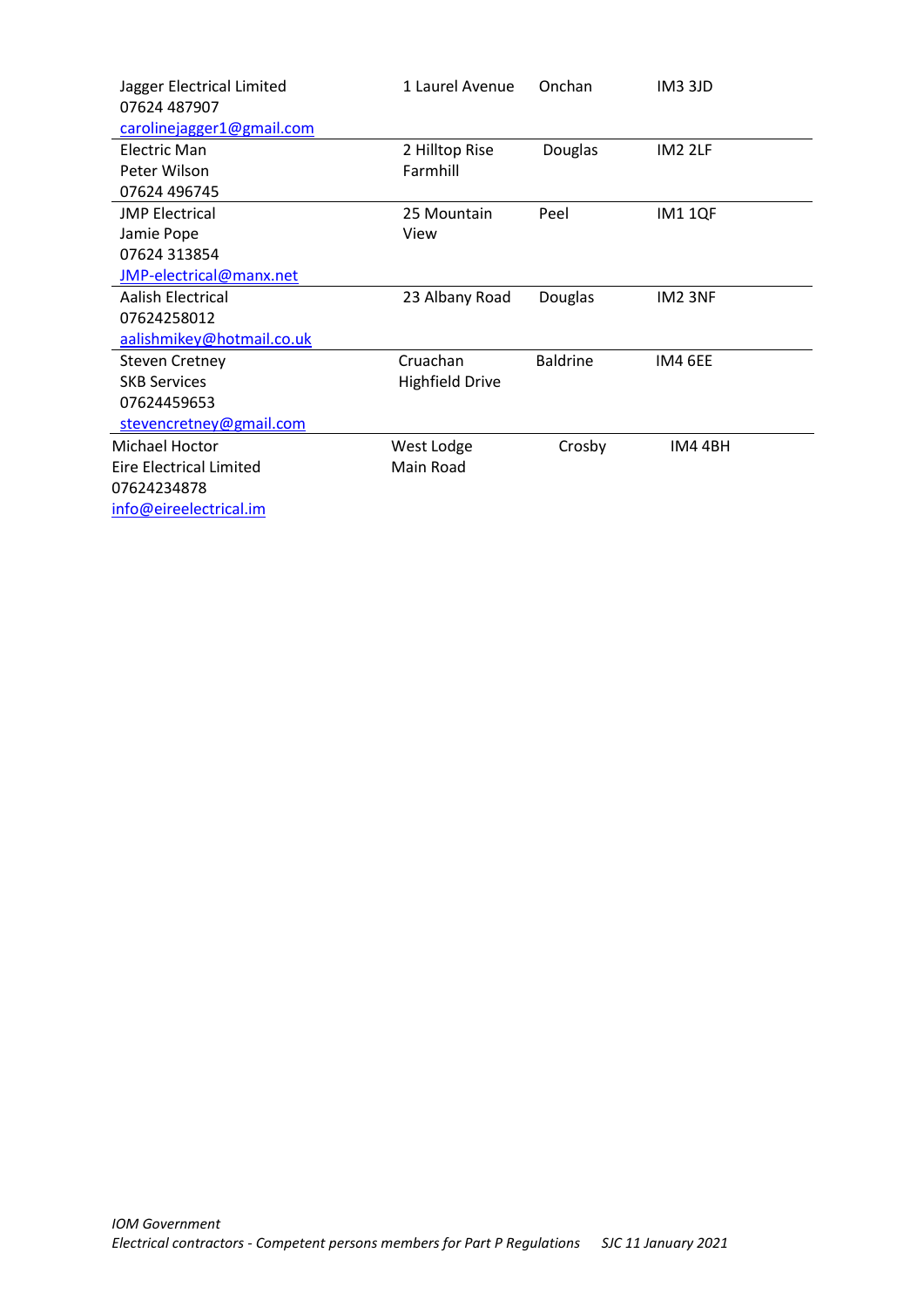| | | | |
|---|---|---|---|
| Jagger Electrical Limited<br>07624 487907<br>carolinejagger1@gmail.com | 1 Laurel Avenue | Onchan | IM3 3JD |
| Electric Man<br>Peter Wilson<br>07624 496745 | 2 Hilltop Rise<br>Farmhill | Douglas | IM2 2LF |
| JMP Electrical<br>Jamie Pope<br>07624 313854<br>JMP-electrical@manx.net | 25 Mountain View | Peel | IM1 1QF |
| Aalish Electrical<br>07624258012<br>aalishmikey@hotmail.co.uk | 23 Albany Road | Douglas | IM2 3NF |
| Steven Cretney<br>SKB Services<br>07624459653<br>stevencretney@gmail.com | Cruachan<br>Highfield Drive | Baldrine | IM4 6EE |
| Michael Hoctor<br>Eire Electrical Limited<br>07624234878<br>info@eireelectrical.im | West Lodge<br>Main Road | Crosby | IM4 4BH |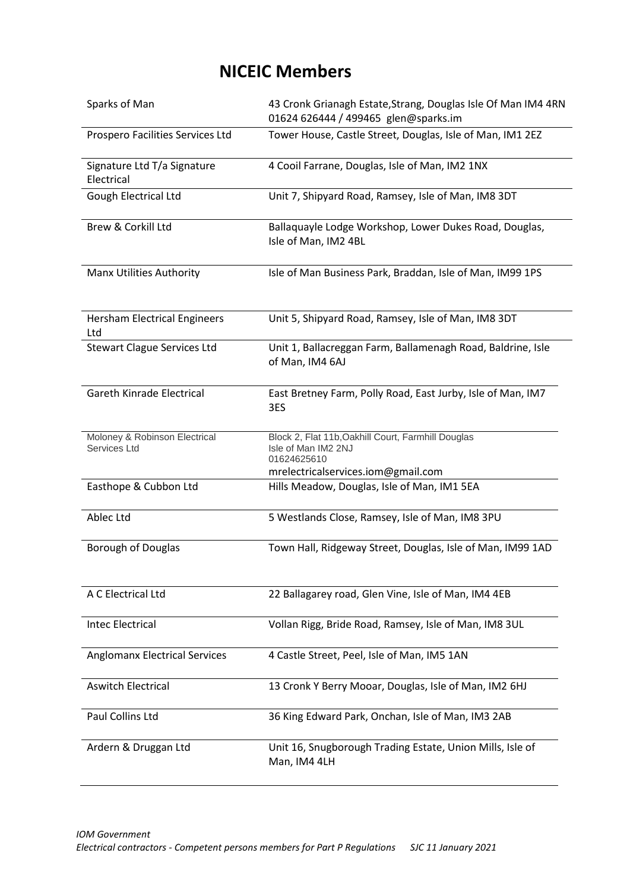# NICEIC Members

| | |
|---|---|
| Sparks of Man | 43 Cronk Grianagh Estate,Strang, Douglas Isle Of Man IM4 4RN 01624 626444 / 499465 glen@sparks.im |
| Prospero Facilities Services Ltd | Tower House, Castle Street, Douglas, Isle of Man, IM1 2EZ |
| Signature Ltd T/a Signature Electrical | 4 Cooil Farrane, Douglas, Isle of Man, IM2 1NX |
| Gough Electrical Ltd | Unit 7, Shipyard Road, Ramsey, Isle of Man, IM8 3DT |
| Brew & Corkill Ltd | Ballaquayle Lodge Workshop, Lower Dukes Road, Douglas, Isle of Man, IM2 4BL |
| Manx Utilities Authority | Isle of Man Business Park, Braddan, Isle of Man, IM99 1PS |
| Hersham Electrical Engineers Ltd | Unit 5, Shipyard Road, Ramsey, Isle of Man, IM8 3DT |
| Stewart Clague Services Ltd | Unit 1, Ballacreggan Farm, Ballamenagh Road, Baldrine, Isle of Man, IM4 6AJ |
| Gareth Kinrade Electrical | East Bretney Farm, Polly Road, East Jurby, Isle of Man, IM7 3ES |
| Moloney & Robinson Electrical Services Ltd | Block 2, Flat 11b,Oakhill Court, Farmhill Douglas Isle of Man IM2 2NJ 01624625610 mrelectricalservices.iom@gmail.com |
| Easthope & Cubbon Ltd | Hills Meadow, Douglas, Isle of Man, IM1 5EA |
| Ablec Ltd | 5 Westlands Close, Ramsey, Isle of Man, IM8 3PU |
| Borough of Douglas | Town Hall, Ridgeway Street, Douglas, Isle of Man, IM99 1AD |
| A C Electrical Ltd | 22 Ballagarey road, Glen Vine, Isle of Man, IM4 4EB |
| Intec Electrical | Vollan Rigg, Bride Road, Ramsey, Isle of Man, IM8 3UL |
| Anglomanx Electrical Services | 4 Castle Street, Peel, Isle of Man, IM5 1AN |
| Aswitch Electrical | 13 Cronk Y Berry Mooar, Douglas, Isle of Man, IM2 6HJ |
| Paul Collins Ltd | 36 King Edward Park, Onchan, Isle of Man, IM3 2AB |
| Ardern & Druggan Ltd | Unit 16, Snugborough Trading Estate, Union Mills, Isle of Man, IM4 4LH |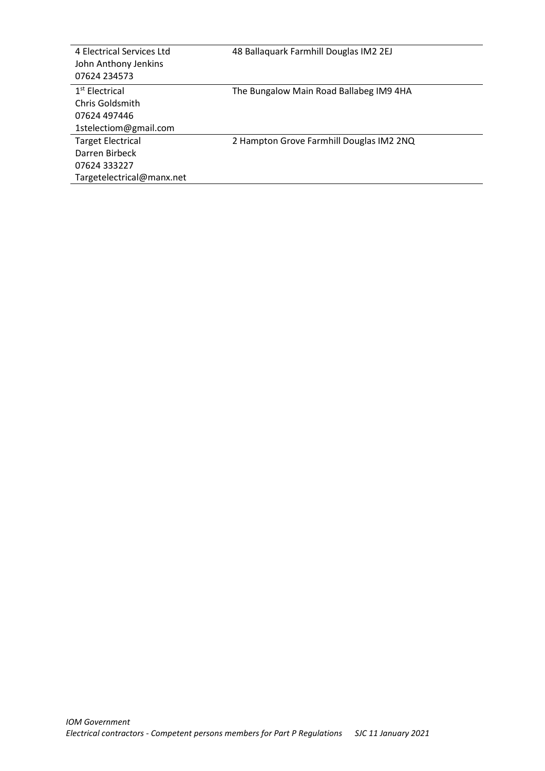| | |
|---|---|
| 4 Electrical Services Ltd<br>John Anthony Jenkins<br>07624 234573 | 48 Ballaquark Farmhill Douglas IM2 2EJ |
| 1st Electrical<br>Chris Goldsmith<br>07624 497446<br>1stelectiom@gmail.com | The Bungalow Main Road Ballabeg IM9 4HA |
| Target Electrical<br>Darren Birbeck<br>07624 333227<br>Targetelectrical@manx.net | 2 Hampton Grove Farmhill Douglas IM2 2NQ |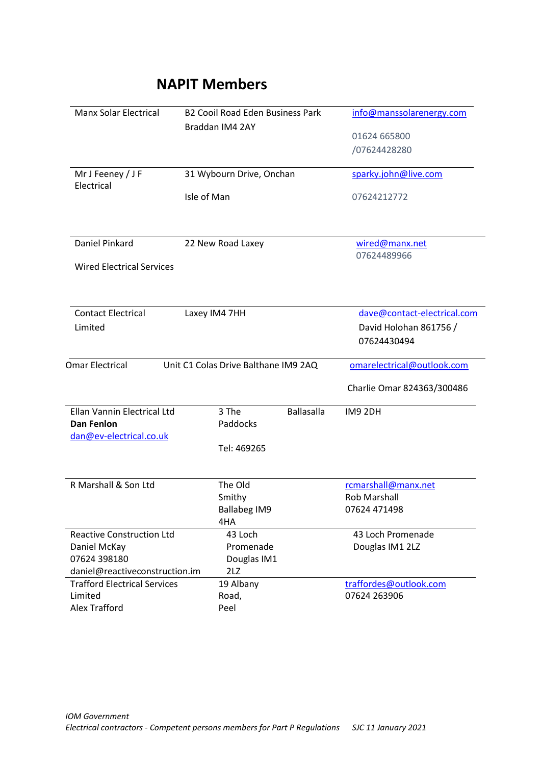# NAPIT Members

| | | |
|---|---|---|
| Manx Solar Electrical | B2 Cooil Road Eden Business Park Braddan IM4 2AY | info@manssolarenergy.com<br>01624 665800 /07624428280 |
| Mr J Feeney / J F Electrical | 31 Wybourn Drive, Onchan<br>Isle of Man | sparky.john@live.com<br>07624212772 |
| Daniel Pinkard<br>Wired Electrical Services | 22 New Road Laxey | wired@manx.net<br>07624489966 |
| Contact Electrical Limited | Laxey IM4 7HH | dave@contact-electrical.com<br>David Holohan 861756 / 07624430494 |
| Omar Electrical | Unit C1 Colas Drive Balthane IM9 2AQ | omarelectrical@outlook.com<br>Charlie Omar 824363/300486 |
| Ellan Vannin Electrical Ltd<br>**Dan Fenlon**<br>dan@ev-electrical.co.uk | 3 The Paddocks Ballasalla<br>Tel: 469265 | IM9 2DH |
| R Marshall & Son Ltd | The Old Smithy Ballabeg IM9 4HA | rcmarshall@manx.net<br>Rob Marshall<br>07624 471498 |
| Reactive Construction Ltd<br>Daniel McKay<br>07624 398180<br>daniel@reactiveconstruction.im | 43 Loch Promenade Douglas IM1 2LZ | 43 Loch Promenade Douglas IM1 2LZ |
| Trafford Electrical Services Limited<br>Alex Trafford | 19 Albany Road, Peel | traffordes@outlook.com<br>07624 263906 |

*IOM Government*
*Electrical contractors - Competent persons members for Part P Regulations* *SJC 11 January 2021*